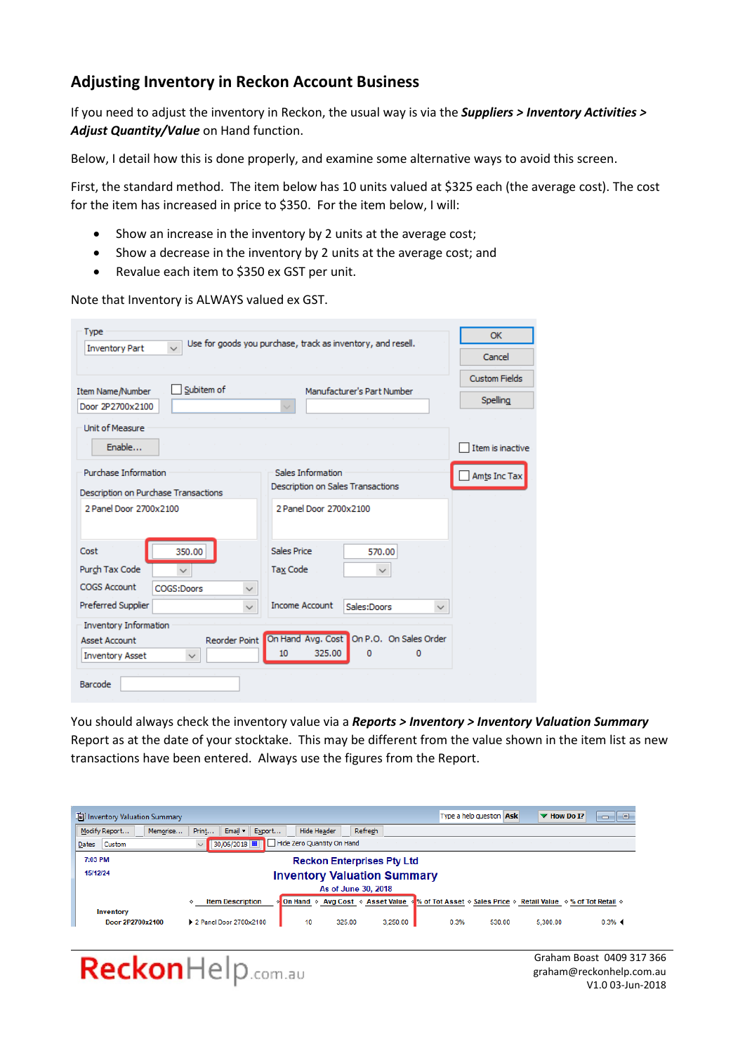## Adjusting Inventory in Reckon Account Business

If you need to adjust the inventory in Reckon, the usual way is via the ***Suppliers > Inventory Activities > Adjust Quantity/Value*** on Hand function.

Below, I detail how this is done properly, and examine some alternative ways to avoid this screen.

First, the standard method. The item below has 10 units valued at $325 each (the average cost). The cost for the item has increased in price to $350. For the item below, I will:

- Show an increase in the inventory by 2 units at the average cost;
- Show a decrease in the inventory by 2 units at the average cost; and
- Revalue each item to $350 ex GST per unit.

Note that Inventory is ALWAYS valued ex GST.

You should always check the inventory value via a ***Reports > Inventory > Inventory Valuation Summary*** Report as at the date of your stocktake. This may be different from the value shown in the item list as new transactions have been entered. Always use the figures from the Report.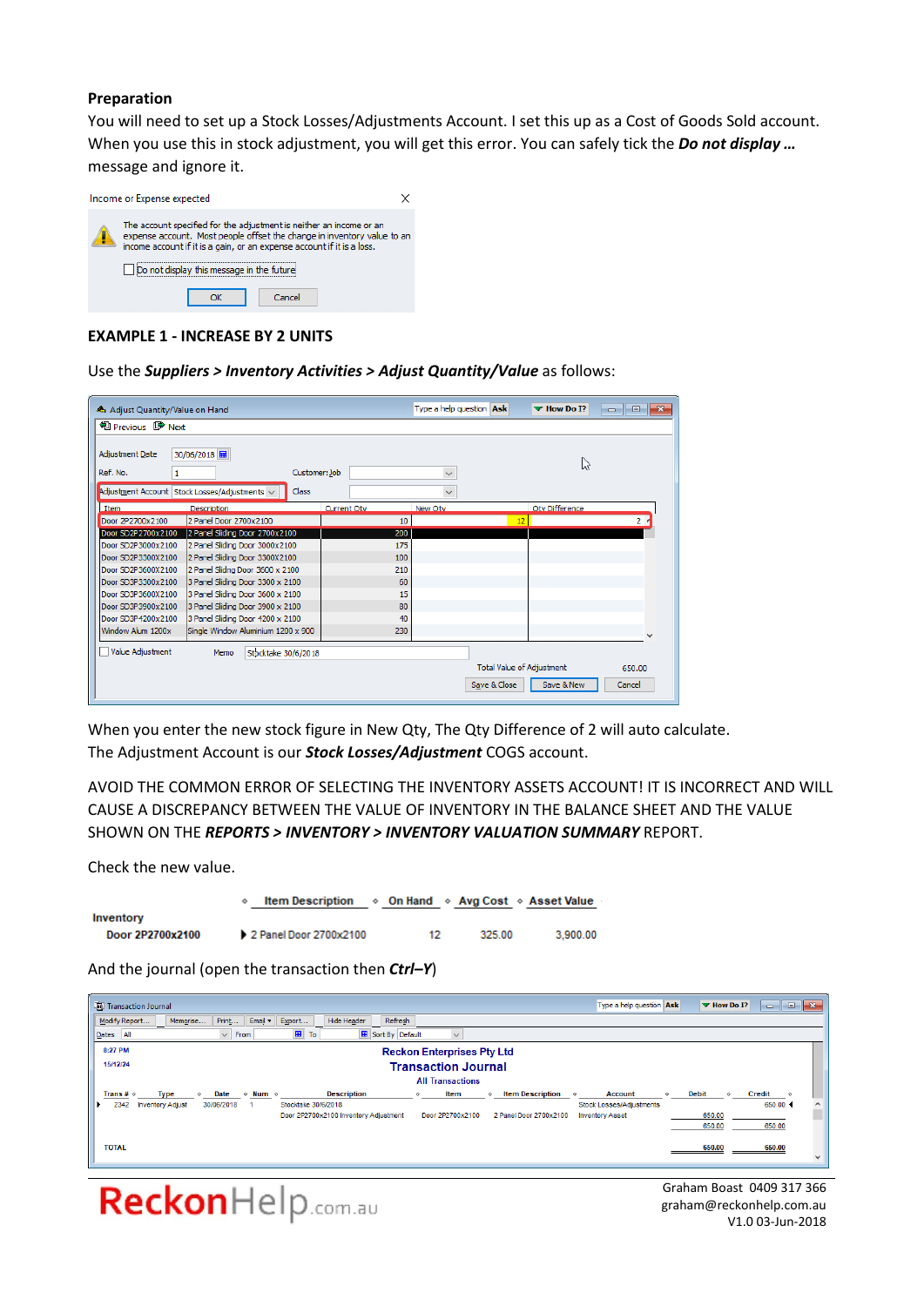**Preparation**

You will need to set up a Stock Losses/Adjustments Account. I set this up as a Cost of Goods Sold account. When you use this in stock adjustment, you will get this error. You can safely tick the ***Do not display …*** message and ignore it.

Income or Expense expected

The account specified for the adjustment is neither an income or an expense account. Most people offset the change in inventory value to an income account if it is a gain, or an expense account if it is a loss.

☐ Do not display this message in the future

OK   Cancel

**EXAMPLE 1 - INCREASE BY 2 UNITS**

Use the ***Suppliers > Inventory Activities > Adjust Quantity/Value*** as follows:

Adjust Quantity/Value on Hand

Adjustment Date: 30/06/2018
Ref. No.: 1
Customer:Job:
Adjustment Account: Stock Losses/Adjustments
Class:

| Item | Description | Current Qty | New Qty | Qty Difference |
|---|---|---|---|---|
| Door 2P2700x2100 | 2 Panel Door 2700x2100 | 10 | 12 | 2 |
| Door SD2P2700x2100 | 2 Panel Sliding Door 2700x2100 | 200 | | |
| Door SD2P3000x2100 | 2 Panel Sliding Door 3000x2100 | 175 | | |
| Door SD2P3300X2100 | 2 Panel Sliding Door 3300X2100 | 100 | | |
| Door SD2P3600X2100 | 2 Panel Slidng Door 3600 x 2100 | 210 | | |
| Door SD3P3300x2100 | 3 Panel Sliding Door 3300 x 2100 | 60 | | |
| Door SD3P3600X2100 | 3 Panel Sliding Door 3600 x 2100 | 15 | | |
| Door SD3P3900x2100 | 3 Panel Sliding Door 3900 x 2100 | 80 | | |
| Door SD3P4200x2100 | 3 Panel Sliding Door 4200 x 2100 | 40 | | |
| Window Alum 1200x | Single Window Aluminium 1200 x 900 | 230 | | |

☐ Value Adjustment   Memo: Stocktake 30/6/2018

Total Value of Adjustment: 650.00

Save & Close   Save & New   Cancel

When you enter the new stock figure in New Qty, The Qty Difference of 2 will auto calculate.
The Adjustment Account is our ***Stock Losses/Adjustment*** COGS account.

AVOID THE COMMON ERROR OF SELECTING THE INVENTORY ASSETS ACCOUNT! IT IS INCORRECT AND WILL CAUSE A DISCREPANCY BETWEEN THE VALUE OF INVENTORY IN THE BALANCE SHEET AND THE VALUE SHOWN ON THE ***REPORTS > INVENTORY > INVENTORY VALUATION SUMMARY*** REPORT.

Check the new value.

| | Item Description | On Hand | Avg Cost | Asset Value |
|---|---|---|---|---|
| **Inventory** | | | | |
| **Door 2P2700x2100** | 2 Panel Door 2700x2100 | 12 | 325.00 | 3,900.00 |

And the journal (open the transaction then ***Ctrl–Y***)

**Reckon Enterprises Pty Ltd**
**Transaction Journal**
All Transactions

8:27 PM
15/12/24

| Trans # | Type | Date | Num | Description | Item | Item Description | Account | Debit | Credit |
|---|---|---|---|---|---|---|---|---|---|
| 2342 | Inventory Adjust | 30/06/2018 | 1 | Stocktake 30/6/2018 | | | Stock Losses/Adjustments | | 650.00 |
| | | | | Door 2P2700x2100 Inventory Adjustment | Door 2P2700x2100 | 2 Panel Door 2700x2100 | Inventory Asset | 650.00 | |
| | | | | | | | | 650.00 | 650.00 |
| TOTAL | | | | | | | | 650.00 | 650.00 |

ReckonHelp.com.au

Graham Boast 0409 317 366
graham@reckonhelp.com.au
V1.0 03-Jun-2018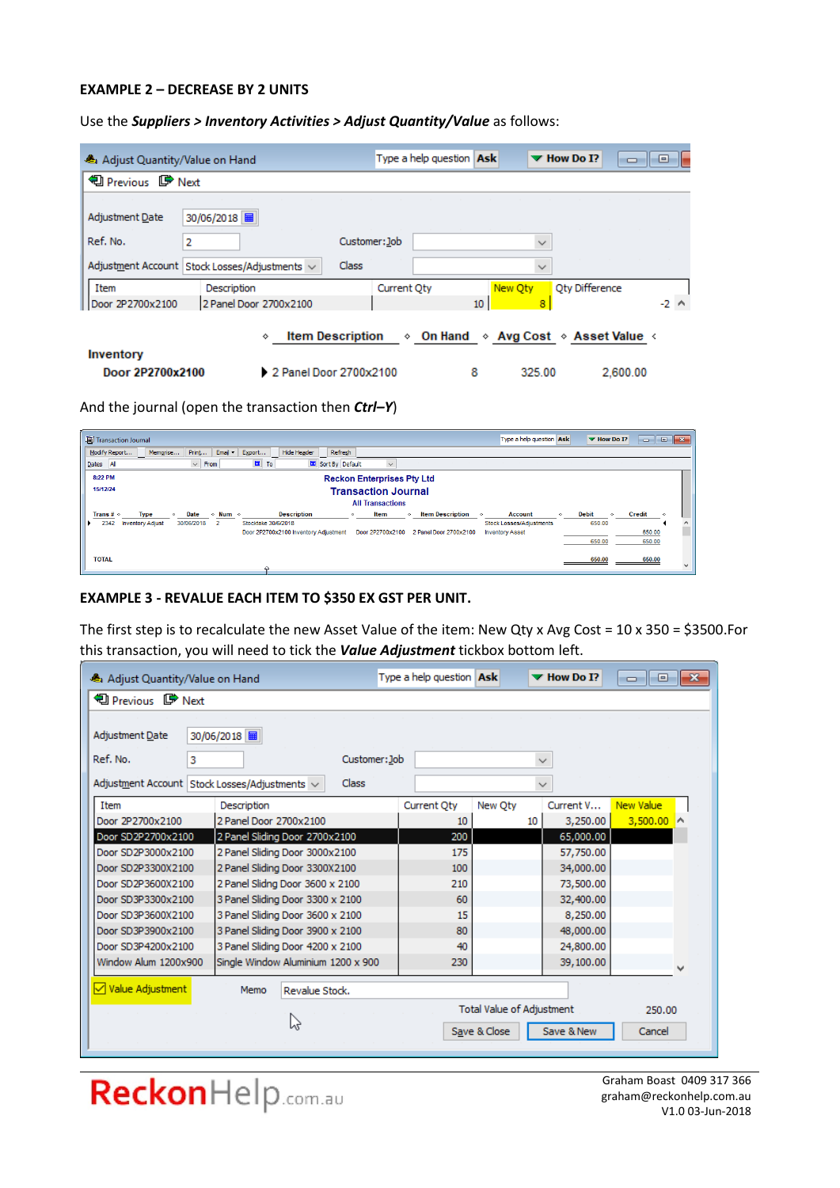**EXAMPLE 2 – DECREASE BY 2 UNITS**

Use the ***Suppliers > Inventory Activities > Adjust Quantity/Value*** as follows:

Adjust Quantity/Value on Hand

Previous Next

Adjustment Date 30/06/2018

Ref. No. 2

Customer:Job

Adjustment Account Stock Losses/Adjustments

Class

| Item | Description | Current Qty | New Qty | Qty Difference |
|---|---|---|---|---|
| Door 2P2700x2100 | 2 Panel Door 2700x2100 | 10 | 8 | -2 |

| | Item Description | On Hand | Avg Cost | Asset Value |
|---|---|---|---|---|
| **Inventory** | | | | |
| **Door 2P2700x2100** | 2 Panel Door 2700x2100 | 8 | 325.00 | 2,600.00 |

And the journal (open the transaction then ***Ctrl–Y***)

Reckon Enterprises Pty Ltd
Transaction Journal
All Transactions

8:22 PM
15/12/24

| Trans # | Type | Date | Num | Description | Item | Item Description | Account | Debit | Credit |
|---|---|---|---|---|---|---|---|---|---|
| 2342 | Inventory Adjust | 30/06/2018 | 2 | Stocktake 30/6/2018 | | | Stock Losses/Adjustments | 650.00 | |
| | | | | Door 2P2700x2100 Inventory Adjustment | Door 2P2700x2100 | 2 Panel Door 2700x2100 | Inventory Asset | | 650.00 |
| | | | | | | | | 650.00 | 650.00 |
| TOTAL | | | | | | | | 650.00 | 650.00 |

**EXAMPLE 3 - REVALUE EACH ITEM TO $350 EX GST PER UNIT.**

The first step is to recalculate the new Asset Value of the item: New Qty x Avg Cost = 10 x 350 = $3500.For this transaction, you will need to tick the ***Value Adjustment*** tickbox bottom left.

Adjust Quantity/Value on Hand

Previous Next

Adjustment Date 30/06/2018

Ref. No. 3

Customer:Job

Adjustment Account Stock Losses/Adjustments

Class

| Item | Description | Current Qty | New Qty | Current V... | New Value |
|---|---|---|---|---|---|
| Door 2P2700x2100 | 2 Panel Door 2700x2100 | 10 | 10 | 3,250.00 | 3,500.00 |
| Door SD2P2700x2100 | 2 Panel Sliding Door 2700x2100 | 200 | | 65,000.00 | |
| Door SD2P3000x2100 | 2 Panel Sliding Door 3000x2100 | 175 | | 57,750.00 | |
| Door SD2P3300x2100 | 2 Panel Sliding Door 3300X2100 | 100 | | 34,000.00 | |
| Door SD2P3600x2100 | 2 Panel Sliding Door 3600 x 2100 | 210 | | 73,500.00 | |
| Door SD3P3300x2100 | 3 Panel Sliding Door 3300 x 2100 | 60 | | 32,400.00 | |
| Door SD3P3600x2100 | 3 Panel Sliding Door 3600 x 2100 | 15 | | 8,250.00 | |
| Door SD3P3900x2100 | 3 Panel Sliding Door 3900 x 2100 | 80 | | 48,000.00 | |
| Door SD3P4200x2100 | 3 Panel Sliding Door 4200 x 2100 | 40 | | 24,800.00 | |
| Window Alum 1200x900 | Single Window Aluminium 1200 x 900 | 230 | | 39,100.00 | |

☑ Value Adjustment

Memo Revalue Stock.

Total Value of Adjustment 250.00

Save & Close | Save & New | Cancel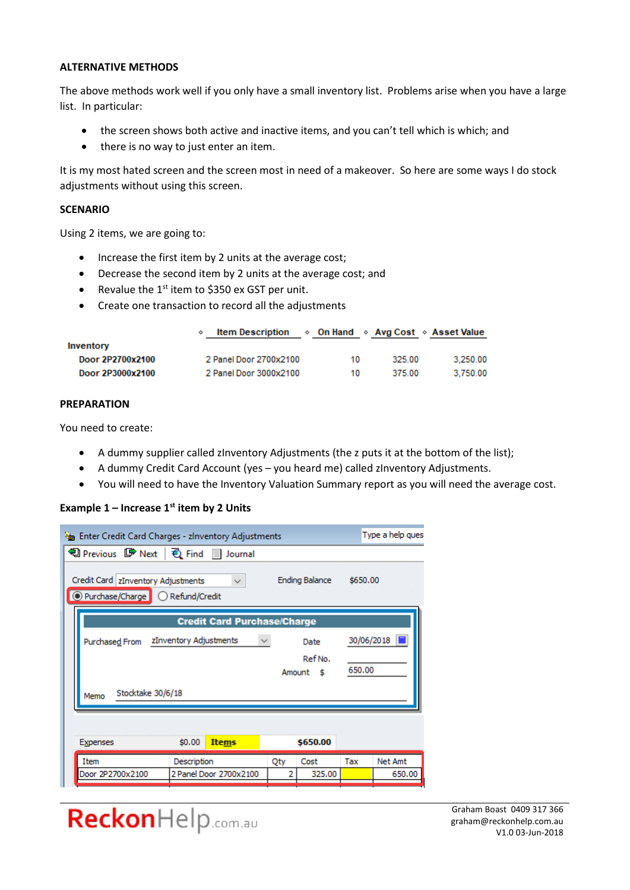**ALTERNATIVE METHODS**

The above methods work well if you only have a small inventory list. Problems arise when you have a large list. In particular:

- the screen shows both active and inactive items, and you can't tell which is which; and
- there is no way to just enter an item.

It is my most hated screen and the screen most in need of a makeover. So here are some ways I do stock adjustments without using this screen.

**SCENARIO**

Using 2 items, we are going to:

- Increase the first item by 2 units at the average cost;
- Decrease the second item by 2 units at the average cost; and
- Revalue the 1st item to $350 ex GST per unit.
- Create one transaction to record all the adjustments

| | Item Description | On Hand | Avg Cost | Asset Value |
|---|---|---|---|---|
| **Inventory** | | | | |
| **Door 2P2700x2100** | 2 Panel Door 2700x2100 | 10 | 325.00 | 3,250.00 |
| **Door 2P3000x2100** | 2 Panel Door 3000x2100 | 10 | 375.00 | 3,750.00 |

**PREPARATION**

You need to create:

- A dummy supplier called zInventory Adjustments (the z puts it at the bottom of the list);
- A dummy Credit Card Account (yes – you heard me) called zInventory Adjustments.
- You will need to have the Inventory Valuation Summary report as you will need the average cost.

**Example 1 – Increase 1st item by 2 Units**

Enter Credit Card Charges - zInventory Adjustments

Previous | Next | Find | Journal

Credit Card: zInventory Adjustments — Ending Balance: $650.00

(•) Purchase/Charge ( ) Refund/Credit

**Credit Card Purchase/Charge**

Purchased From: zInventory Adjustments — Date: 30/06/2018

Ref No.:

Amount $: 650.00

Memo: Stocktake 30/6/18

Expenses: $0.00 — Items: $650.00

| Item | Description | Qty | Cost | Tax | Net Amt |
|---|---|---|---|---|---|
| Door 2P2700x2100 | 2 Panel Door 2700x2100 | 2 | 325.00 | | 650.00 |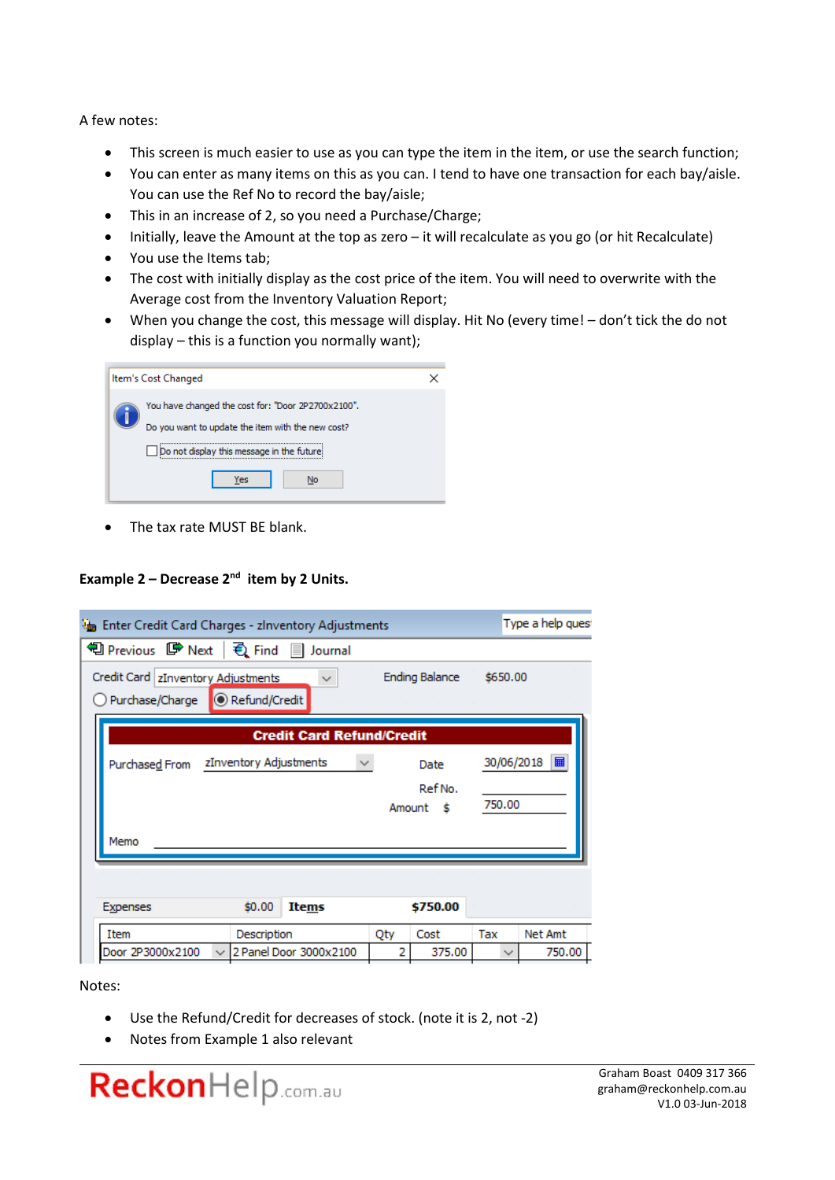A few notes:

- This screen is much easier to use as you can type the item in the item, or use the search function;
- You can enter as many items on this as you can. I tend to have one transaction for each bay/aisle. You can use the Ref No to record the bay/aisle;
- This in an increase of 2, so you need a Purchase/Charge;
- Initially, leave the Amount at the top as zero – it will recalculate as you go (or hit Recalculate)
- You use the Items tab;
- The cost with initially display as the cost price of the item. You will need to overwrite with the Average cost from the Inventory Valuation Report;
- When you change the cost, this message will display. Hit No (every time! – don't tick the do not display – this is a function you normally want);

Item's Cost Changed

You have changed the cost for: "Door 2P2700x2100".

Do you want to update the item with the new cost?

Do not display this message in the future

Yes | No

- The tax rate MUST BE blank.

**Example 2 – Decrease 2nd item by 2 Units.**

Enter Credit Card Charges - zInventory Adjustments

Credit Card: zInventory Adjustments — Ending Balance $650.00

Purchase/Charge | Refund/Credit (selected)

**Credit Card Refund/Credit**

Purchased From: zInventory Adjustments — Date: 30/06/2018

Ref No.:

Amount $: 750.00

Memo:

Expenses $0.00 | Items $750.00

| Item | Description | Qty | Cost | Tax | Net Amt |
|---|---|---|---|---|---|
| Door 2P3000x2100 | 2 Panel Door 3000x2100 | 2 | 375.00 | | 750.00 |

Notes:

- Use the Refund/Credit for decreases of stock. (note it is 2, not -2)
- Notes from Example 1 also relevant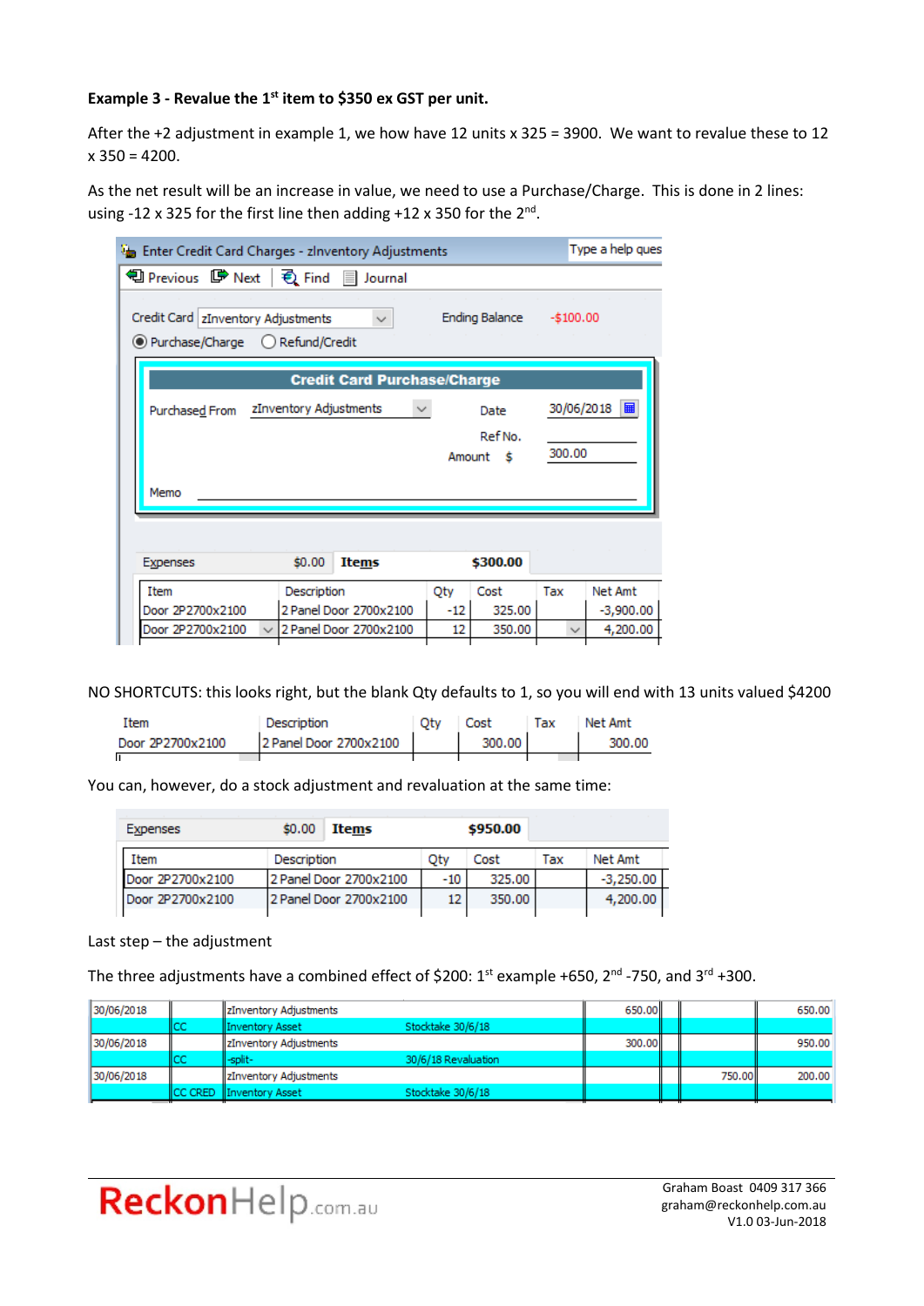**Example 3 - Revalue the 1st item to $350 ex GST per unit.**

After the +2 adjustment in example 1, we how have 12 units x 325 = 3900. We want to revalue these to 12 x 350 = 4200.

As the net result will be an increase in value, we need to use a Purchase/Charge. This is done in 2 lines: using -12 x 325 for the first line then adding +12 x 350 for the 2nd.

Enter Credit Card Charges - zInventory Adjustments

Credit Card: zInventory Adjustments — Ending Balance: -$100.00
(•) Purchase/Charge ( ) Refund/Credit

**Credit Card Purchase/Charge**

Purchased From: zInventory Adjustments — Date: 30/06/2018 — Ref No. — Amount $ 300.00

Memo

Expenses $0.00 — Items $300.00

| Item | Description | Qty | Cost | Tax | Net Amt |
|---|---|---|---|---|---|
| Door 2P2700x2100 | 2 Panel Door 2700x2100 | -12 | 325.00 | | -3,900.00 |
| Door 2P2700x2100 | 2 Panel Door 2700x2100 | 12 | 350.00 | | 4,200.00 |

NO SHORTCUTS: this looks right, but the blank Qty defaults to 1, so you will end with 13 units valued $4200

| Item | Description | Qty | Cost | Tax | Net Amt |
|---|---|---|---|---|---|
| Door 2P2700x2100 | 2 Panel Door 2700x2100 | | 300.00 | | 300.00 |

You can, however, do a stock adjustment and revaluation at the same time:

Expenses $0.00 — Items $950.00

| Item | Description | Qty | Cost | Tax | Net Amt |
|---|---|---|---|---|---|
| Door 2P2700x2100 | 2 Panel Door 2700x2100 | -10 | 325.00 | | -3,250.00 |
| Door 2P2700x2100 | 2 Panel Door 2700x2100 | 12 | 350.00 | | 4,200.00 |

Last step – the adjustment

The three adjustments have a combined effect of $200: 1st example +650, 2nd -750, and 3rd +300.

| Date | Type | Payee / Account | Memo | Charge | Payment | Balance |
|---|---|---|---|---|---|---|
| 30/06/2018 | | zInventory Adjustments | | 650.00 | | 650.00 |
| | CC | Inventory Asset | Stocktake 30/6/18 | | | |
| 30/06/2018 | | zInventory Adjustments | | 300.00 | | 950.00 |
| | CC | -split- | 30/6/18 Revaluation | | | |
| 30/06/2018 | | zInventory Adjustments | | | 750.00 | 200.00 |
| | CC CRED | Inventory Asset | Stocktake 30/6/18 | | | |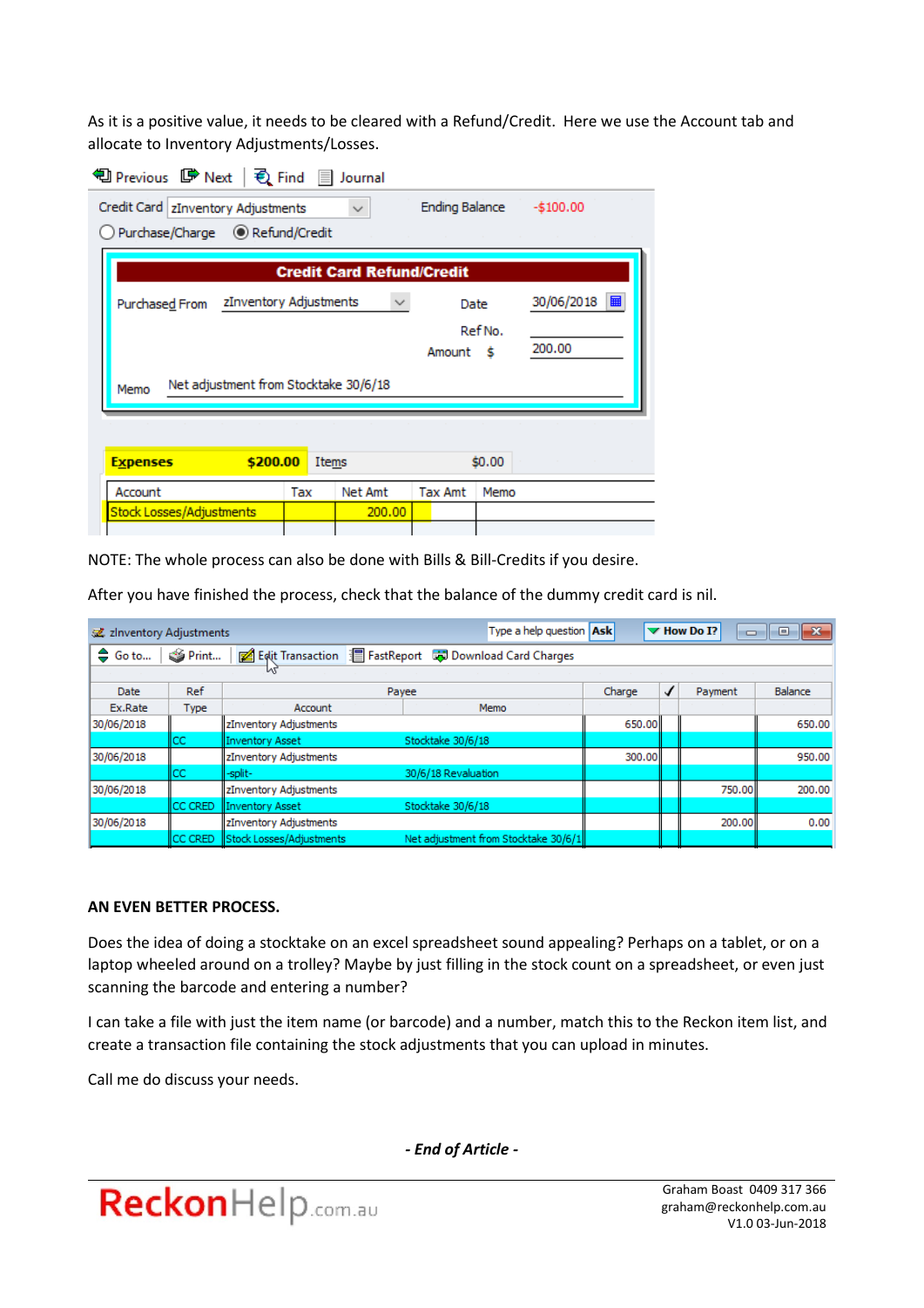As it is a positive value, it needs to be cleared with a Refund/Credit. Here we use the Account tab and allocate to Inventory Adjustments/Losses.

Previous Next Find Journal

Credit Card zInventory Adjustments Ending Balance -$100.00

Purchase/Charge Refund/Credit

**Credit Card Refund/Credit**

Purchased From zInventory Adjustments Date 30/06/2018

Ref No.

Amount $ 200.00

Memo Net adjustment from Stocktake 30/6/18

Expenses $200.00 Items $0.00

| Account | Tax | Net Amt | Tax Amt | Memo |
|---|---|---|---|---|
| Stock Losses/Adjustments | | 200.00 | | |

NOTE: The whole process can also be done with Bills & Bill-Credits if you desire.

After you have finished the process, check that the balance of the dummy credit card is nil.

zInventory Adjustments

Go to... Print... Edit Transaction FastReport Download Card Charges

| Date / Ex.Rate | Ref / Type | Payee / Account | Memo | Charge | ✓ | Payment | Balance |
|---|---|---|---|---|---|---|---|
| 30/06/2018 | | zInventory Adjustments | | 650.00 | | | 650.00 |
| | CC | Inventory Asset | Stocktake 30/6/18 | | | | |
| 30/06/2018 | | zInventory Adjustments | | 300.00 | | | 950.00 |
| | CC | -split- | 30/6/18 Revaluation | | | | |
| 30/06/2018 | | zInventory Adjustments | | | | 750.00 | 200.00 |
| | CC CRED | Inventory Asset | Stocktake 30/6/18 | | | | |
| 30/06/2018 | | zInventory Adjustments | | | | 200.00 | 0.00 |
| | CC CRED | Stock Losses/Adjustments | Net adjustment from Stocktake 30/6/1 | | | | |

**AN EVEN BETTER PROCESS.**

Does the idea of doing a stocktake on an excel spreadsheet sound appealing? Perhaps on a tablet, or on a laptop wheeled around on a trolley? Maybe by just filling in the stock count on a spreadsheet, or even just scanning the barcode and entering a number?

I can take a file with just the item name (or barcode) and a number, match this to the Reckon item list, and create a transaction file containing the stock adjustments that you can upload in minutes.

Call me do discuss your needs.

*- End of Article -*

ReckonHelp.com.au

Graham Boast 0409 317 366
graham@reckonhelp.com.au
V1.0 03-Jun-2018